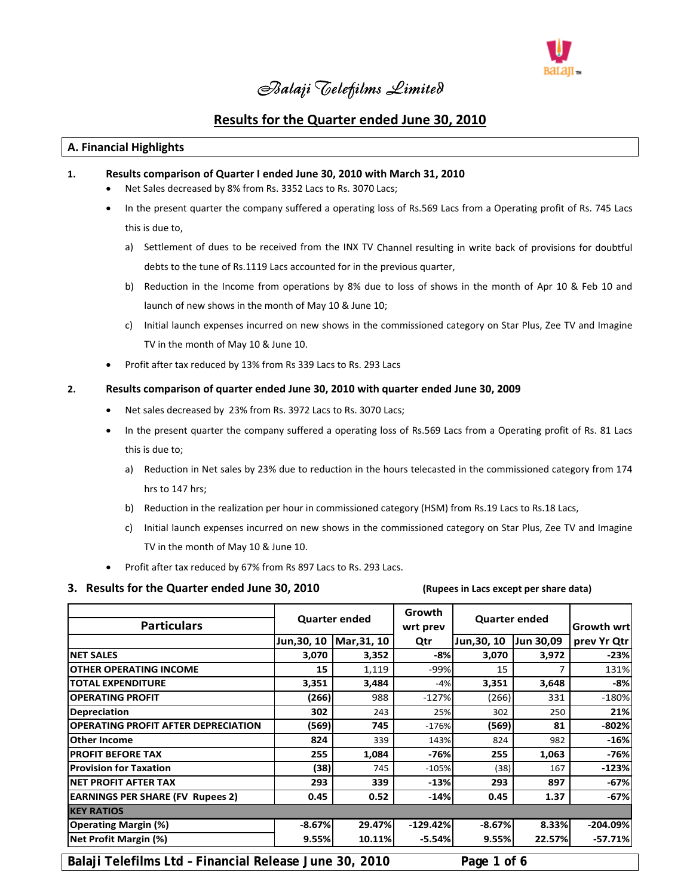# *Balaji Telefilms Limited*

## Results for the Quarter ended June 30, 2010

### A. Financial Highlights

**1. Results comparison of Quarter I ended June 30, 2010 with March 31, 2010**

- Net Sales decreased by 8% from Rs. 3352 Lacs to Rs. 3070 Lacs;
- In the present quarter the company suffered a operating loss of Rs.569 Lacs from a Operating profit of Rs. 745 Lacs this is due to,
  - a) Settlement of dues to be received from the INX TV Channel resulting in write back of provisions for doubtful debts to the tune of Rs.1119 Lacs accounted for in the previous quarter,
  - b) Reduction in the Income from operations by 8% due to loss of shows in the month of Apr 10 & Feb 10 and launch of new shows in the month of May 10 & June 10;
  - c) Initial launch expenses incurred on new shows in the commissioned category on Star Plus, Zee TV and Imagine TV in the month of May 10 & June 10.
- Profit after tax reduced by 13% from Rs 339 Lacs to Rs. 293 Lacs

**2. Results comparison of quarter ended June 30, 2010 with quarter ended June 30, 2009**

- Net sales decreased by 23% from Rs. 3972 Lacs to Rs. 3070 Lacs;
- In the present quarter the company suffered a operating loss of Rs.569 Lacs from a Operating profit of Rs. 81 Lacs this is due to;
  - a) Reduction in Net sales by 23% due to reduction in the hours telecasted in the commissioned category from 174 hrs to 147 hrs;
  - b) Reduction in the realization per hour in commissioned category (HSM) from Rs.19 Lacs to Rs.18 Lacs,
  - c) Initial launch expenses incurred on new shows in the commissioned category on Star Plus, Zee TV and Imagine TV in the month of May 10 & June 10.
- Profit after tax reduced by 67% from Rs 897 Lacs to Rs. 293 Lacs.

**3. Results for the Quarter ended June 30, 2010** **(Rupees in Lacs except per share data)**

| Particulars | Quarter ended | | Growth wrt prev Qtr | Quarter ended | | Growth wrt prev Yr Qtr |
|---|---|---|---|---|---|---|
| | Jun,30, 10 | Mar,31, 10 | | Jun,30, 10 | Jun 30,09 | |
| **NET SALES** | **3,070** | **3,352** | **-8%** | **3,070** | **3,972** | **-23%** |
| **OTHER OPERATING INCOME** | **15** | 1,119 | -99% | 15 | 7 | 131% |
| **TOTAL EXPENDITURE** | **3,351** | **3,484** | -4% | **3,351** | **3,648** | **-8%** |
| **OPERATING PROFIT** | **(266)** | 988 | -127% | (266) | 331 | -180% |
| **Depreciation** | **302** | 243 | 25% | 302 | 250 | **21%** |
| **OPERATING PROFIT AFTER DEPRECIATION** | **(569)** | **745** | -176% | **(569)** | **81** | **-802%** |
| **Other Income** | **824** | 339 | 143% | 824 | 982 | **-16%** |
| **PROFIT BEFORE TAX** | **255** | **1,084** | **-76%** | **255** | **1,063** | **-76%** |
| **Provision for Taxation** | **(38)** | 745 | -105% | (38) | 167 | **-123%** |
| **NET PROFIT AFTER TAX** | **293** | **339** | **-13%** | **293** | **897** | **-67%** |
| **EARNINGS PER SHARE (FV Rupees 2)** | **0.45** | **0.52** | **-14%** | **0.45** | **1.37** | **-67%** |
| **KEY RATIOS** | | | | | | |
| **Operating Margin (%)** | **-8.67%** | **29.47%** | **-129.42%** | **-8.67%** | **8.33%** | **-204.09%** |
| **Net Profit Margin (%)** | **9.55%** | **10.11%** | **-5.54%** | **9.55%** | **22.57%** | **-57.71%** |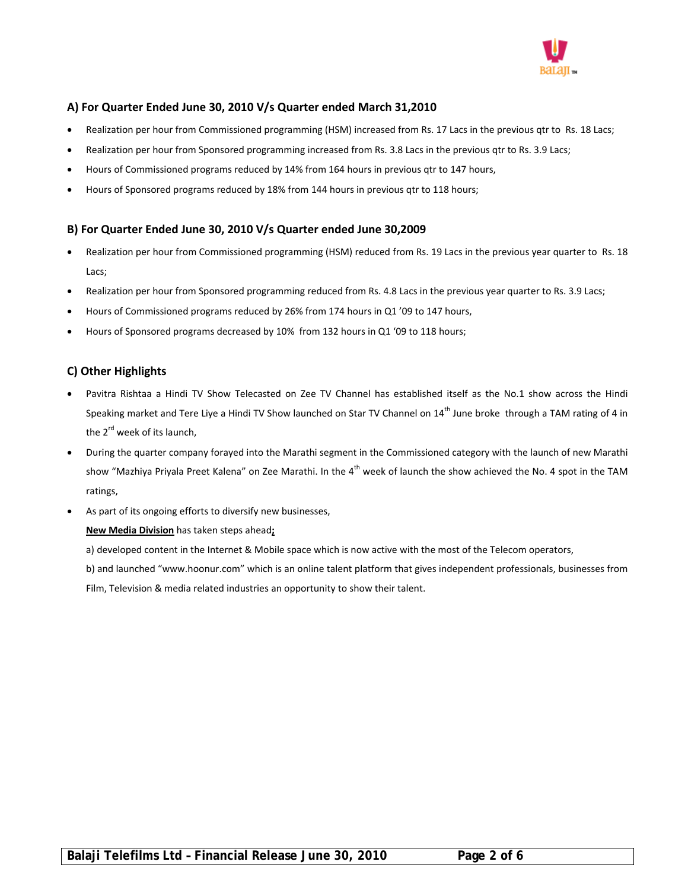### A) For Quarter Ended June 30, 2010 V/s Quarter ended March 31,2010

- Realization per hour from Commissioned programming (HSM) increased from Rs. 17 Lacs in the previous qtr to Rs. 18 Lacs;
- Realization per hour from Sponsored programming increased from Rs. 3.8 Lacs in the previous qtr to Rs. 3.9 Lacs;
- Hours of Commissioned programs reduced by 14% from 164 hours in previous qtr to 147 hours,
- Hours of Sponsored programs reduced by 18% from 144 hours in previous qtr to 118 hours;

### B) For Quarter Ended June 30, 2010 V/s Quarter ended June 30,2009

- Realization per hour from Commissioned programming (HSM) reduced from Rs. 19 Lacs in the previous year quarter to Rs. 18 Lacs;
- Realization per hour from Sponsored programming reduced from Rs. 4.8 Lacs in the previous year quarter to Rs. 3.9 Lacs;
- Hours of Commissioned programs reduced by 26% from 174 hours in Q1 '09 to 147 hours,
- Hours of Sponsored programs decreased by 10% from 132 hours in Q1 '09 to 118 hours;

### C) Other Highlights

- Pavitra Rishtaa a Hindi TV Show Telecasted on Zee TV Channel has established itself as the No.1 show across the Hindi Speaking market and Tere Liye a Hindi TV Show launched on Star TV Channel on 14th June broke through a TAM rating of 4 in the 2rd week of its launch,
- During the quarter company forayed into the Marathi segment in the Commissioned category with the launch of new Marathi show "Mazhiya Priyala Preet Kalena" on Zee Marathi. In the 4th week of launch the show achieved the No. 4 spot in the TAM ratings,
- As part of its ongoing efforts to diversify new businesses,

  **New Media Division** has taken steps ahead**;**

  a) developed content in the Internet & Mobile space which is now active with the most of the Telecom operators,

  b) and launched "www.hoonur.com" which is an online talent platform that gives independent professionals, businesses from Film, Television & media related industries an opportunity to show their talent.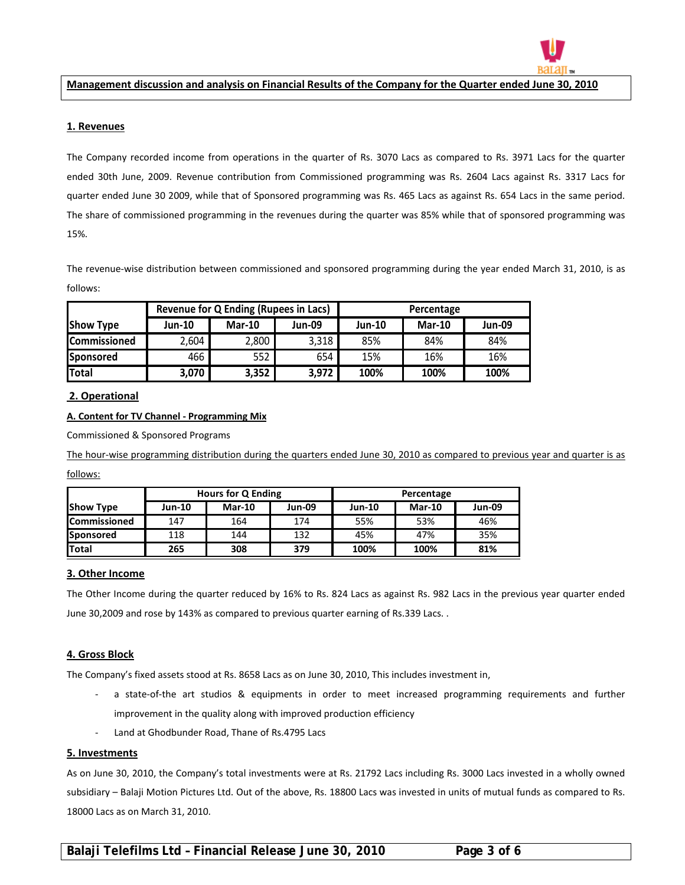**Management discussion and analysis on Financial Results of the Company for the Quarter ended June 30, 2010**

## 1. Revenues

The Company recorded income from operations in the quarter of Rs. 3070 Lacs as compared to Rs. 3971 Lacs for the quarter ended 30th June, 2009. Revenue contribution from Commissioned programming was Rs. 2604 Lacs against Rs. 3317 Lacs for quarter ended June 30 2009, while that of Sponsored programming was Rs. 465 Lacs as against Rs. 654 Lacs in the same period. The share of commissioned programming in the revenues during the quarter was 85% while that of sponsored programming was 15%.

The revenue-wise distribution between commissioned and sponsored programming during the year ended March 31, 2010, is as follows:

| Show Type | Revenue for Q Ending (Rupees in Lacs) | | | Percentage | | |
|---|---|---|---|---|---|---|
| | Jun-10 | Mar-10 | Jun-09 | Jun-10 | Mar-10 | Jun-09 |
| Commissioned | 2,604 | 2,800 | 3,318 | 85% | 84% | 84% |
| Sponsored | 466 | 552 | 654 | 15% | 16% | 16% |
| **Total** | **3,070** | **3,352** | **3,972** | **100%** | **100%** | **100%** |

## 2. Operational

### A. Content for TV Channel - Programming Mix

Commissioned & Sponsored Programs

The hour-wise programming distribution during the quarters ended June 30, 2010 as compared to previous year and quarter is as follows:

| Show Type | Hours for Q Ending | | | Percentage | | |
|---|---|---|---|---|---|---|
| | Jun-10 | Mar-10 | Jun-09 | Jun-10 | Mar-10 | Jun-09 |
| Commissioned | 147 | 164 | 174 | 55% | 53% | 46% |
| Sponsored | 118 | 144 | 132 | 45% | 47% | 35% |
| **Total** | **265** | **308** | **379** | **100%** | **100%** | **81%** |

## 3. Other Income

The Other Income during the quarter reduced by 16% to Rs. 824 Lacs as against Rs. 982 Lacs in the previous year quarter ended June 30,2009 and rose by 143% as compared to previous quarter earning of Rs.339 Lacs. .

## 4. Gross Block

The Company's fixed assets stood at Rs. 8658 Lacs as on June 30, 2010, This includes investment in,

- a state-of-the art studios & equipments in order to meet increased programming requirements and further improvement in the quality along with improved production efficiency
- Land at Ghodbunder Road, Thane of Rs.4795 Lacs

## 5. Investments

As on June 30, 2010, the Company's total investments were at Rs. 21792 Lacs including Rs. 3000 Lacs invested in a wholly owned subsidiary – Balaji Motion Pictures Ltd. Out of the above, Rs. 18800 Lacs was invested in units of mutual funds as compared to Rs. 18000 Lacs as on March 31, 2010.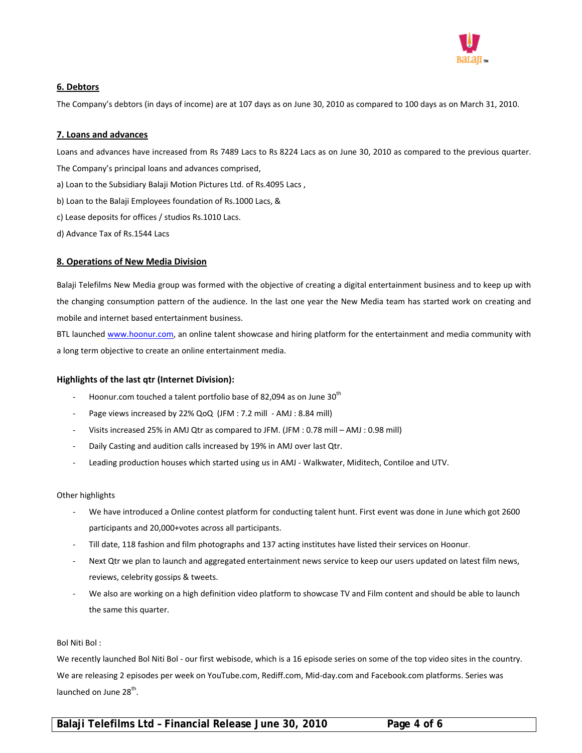## 6. Debtors

The Company's debtors (in days of income) are at 107 days as on June 30, 2010 as compared to 100 days as on March 31, 2010.

## 7. Loans and advances

Loans and advances have increased from Rs 7489 Lacs to Rs 8224 Lacs as on June 30, 2010 as compared to the previous quarter.

The Company's principal loans and advances comprised,

a) Loan to the Subsidiary Balaji Motion Pictures Ltd. of Rs.4095 Lacs ,

b) Loan to the Balaji Employees foundation of Rs.1000 Lacs, &

c) Lease deposits for offices / studios Rs.1010 Lacs.

d) Advance Tax of Rs.1544 Lacs

## 8. Operations of New Media Division

Balaji Telefilms New Media group was formed with the objective of creating a digital entertainment business and to keep up with the changing consumption pattern of the audience. In the last one year the New Media team has started work on creating and mobile and internet based entertainment business.

BTL launched www.hoonur.com, an online talent showcase and hiring platform for the entertainment and media community with a long term objective to create an online entertainment media.

### Highlights of the last qtr (Internet Division):

- Hoonur.com touched a talent portfolio base of 82,094 as on June 30th
- Page views increased by 22% QoQ (JFM : 7.2 mill - AMJ : 8.84 mill)
- Visits increased 25% in AMJ Qtr as compared to JFM. (JFM : 0.78 mill – AMJ : 0.98 mill)
- Daily Casting and audition calls increased by 19% in AMJ over last Qtr.
- Leading production houses which started using us in AMJ - Walkwater, Miditech, Contiloe and UTV.

Other highlights

- We have introduced a Online contest platform for conducting talent hunt. First event was done in June which got 2600 participants and 20,000+votes across all participants.
- Till date, 118 fashion and film photographs and 137 acting institutes have listed their services on Hoonur.
- Next Qtr we plan to launch and aggregated entertainment news service to keep our users updated on latest film news, reviews, celebrity gossips & tweets.
- We also are working on a high definition video platform to showcase TV and Film content and should be able to launch the same this quarter.

Bol Niti Bol :

We recently launched Bol Niti Bol - our first webisode, which is a 16 episode series on some of the top video sites in the country. We are releasing 2 episodes per week on YouTube.com, Rediff.com, Mid-day.com and Facebook.com platforms. Series was launched on June 28th.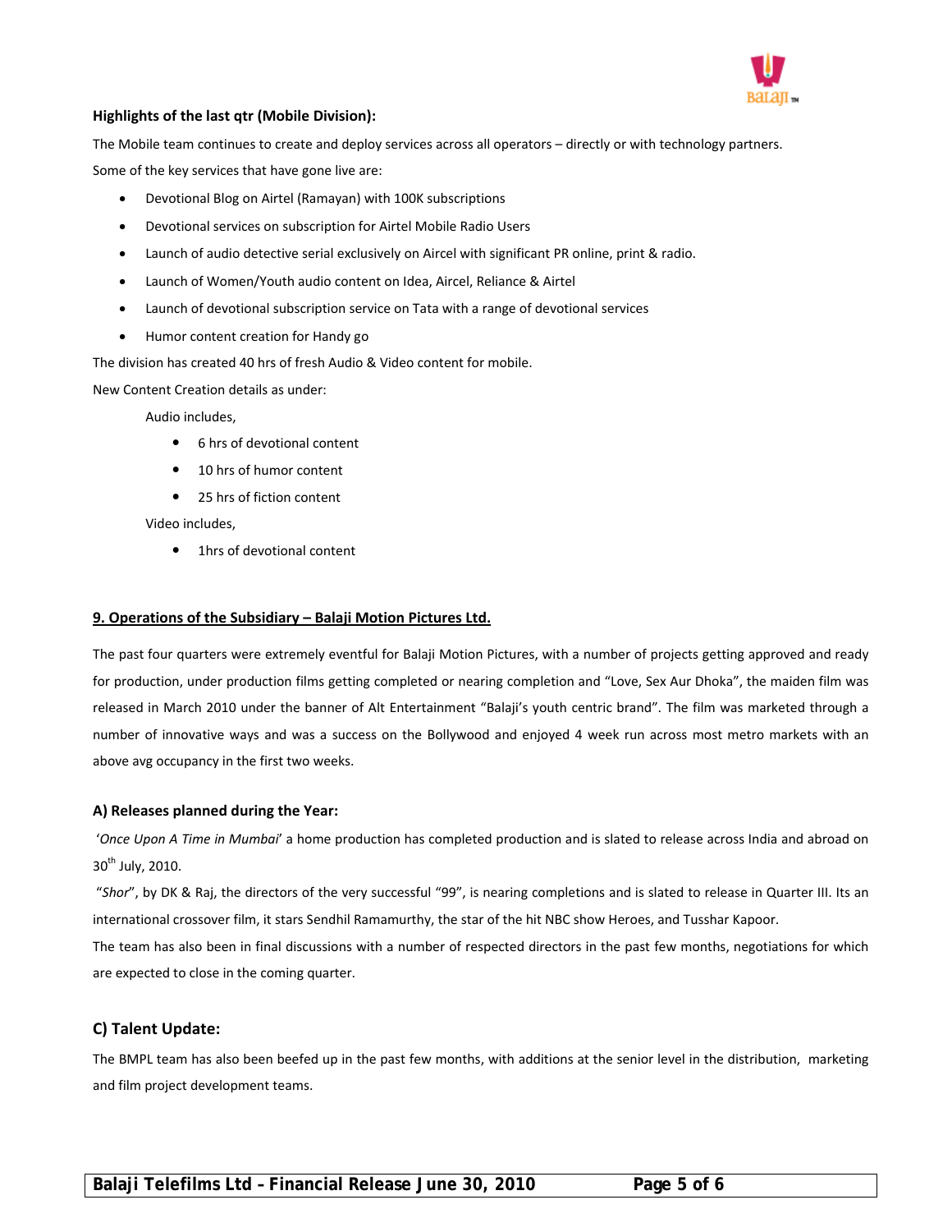**Highlights of the last qtr (Mobile Division):**

The Mobile team continues to create and deploy services across all operators – directly or with technology partners.

Some of the key services that have gone live are:

- Devotional Blog on Airtel (Ramayan) with 100K subscriptions
- Devotional services on subscription for Airtel Mobile Radio Users
- Launch of audio detective serial exclusively on Aircel with significant PR online, print & radio.
- Launch of Women/Youth audio content on Idea, Aircel, Reliance & Airtel
- Launch of devotional subscription service on Tata with a range of devotional services
- Humor content creation for Handy go

The division has created 40 hrs of fresh Audio & Video content for mobile.

New Content Creation details as under:

Audio includes,

- 6 hrs of devotional content
- 10 hrs of humor content
- 25 hrs of fiction content

Video includes,

- 1hrs of devotional content

## 9. Operations of the Subsidiary – Balaji Motion Pictures Ltd.

The past four quarters were extremely eventful for Balaji Motion Pictures, with a number of projects getting approved and ready for production, under production films getting completed or nearing completion and "Love, Sex Aur Dhoka", the maiden film was released in March 2010 under the banner of Alt Entertainment "Balaji's youth centric brand". The film was marketed through a number of innovative ways and was a success on the Bollywood and enjoyed 4 week run across most metro markets with an above avg occupancy in the first two weeks.

### A) Releases planned during the Year:

'*Once Upon A Time in Mumbai*' a home production has completed production and is slated to release across India and abroad on 30th July, 2010.

"*Shor*", by DK & Raj, the directors of the very successful "99", is nearing completions and is slated to release in Quarter III. Its an international crossover film, it stars Sendhil Ramamurthy, the star of the hit NBC show Heroes, and Tusshar Kapoor.

The team has also been in final discussions with a number of respected directors in the past few months, negotiations for which are expected to close in the coming quarter.

### C) Talent Update:

The BMPL team has also been beefed up in the past few months, with additions at the senior level in the distribution, marketing and film project development teams.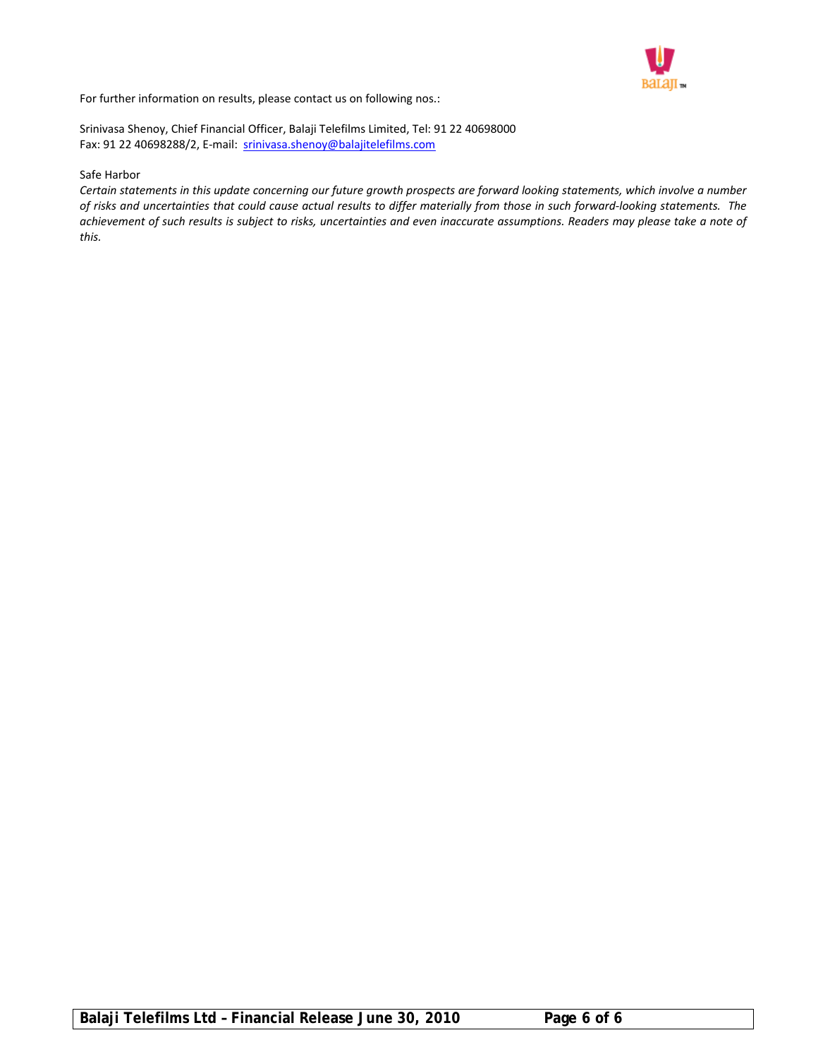For further information on results, please contact us on following nos.:

Srinivasa Shenoy, Chief Financial Officer, Balaji Telefilms Limited, Tel: 91 22 40698000
Fax: 91 22 40698288/2, E-mail: srinivasa.shenoy@balajitelefilms.com

Safe Harbor

*Certain statements in this update concerning our future growth prospects are forward looking statements, which involve a number of risks and uncertainties that could cause actual results to differ materially from those in such forward-looking statements. The achievement of such results is subject to risks, uncertainties and even inaccurate assumptions. Readers may please take a note of this.*